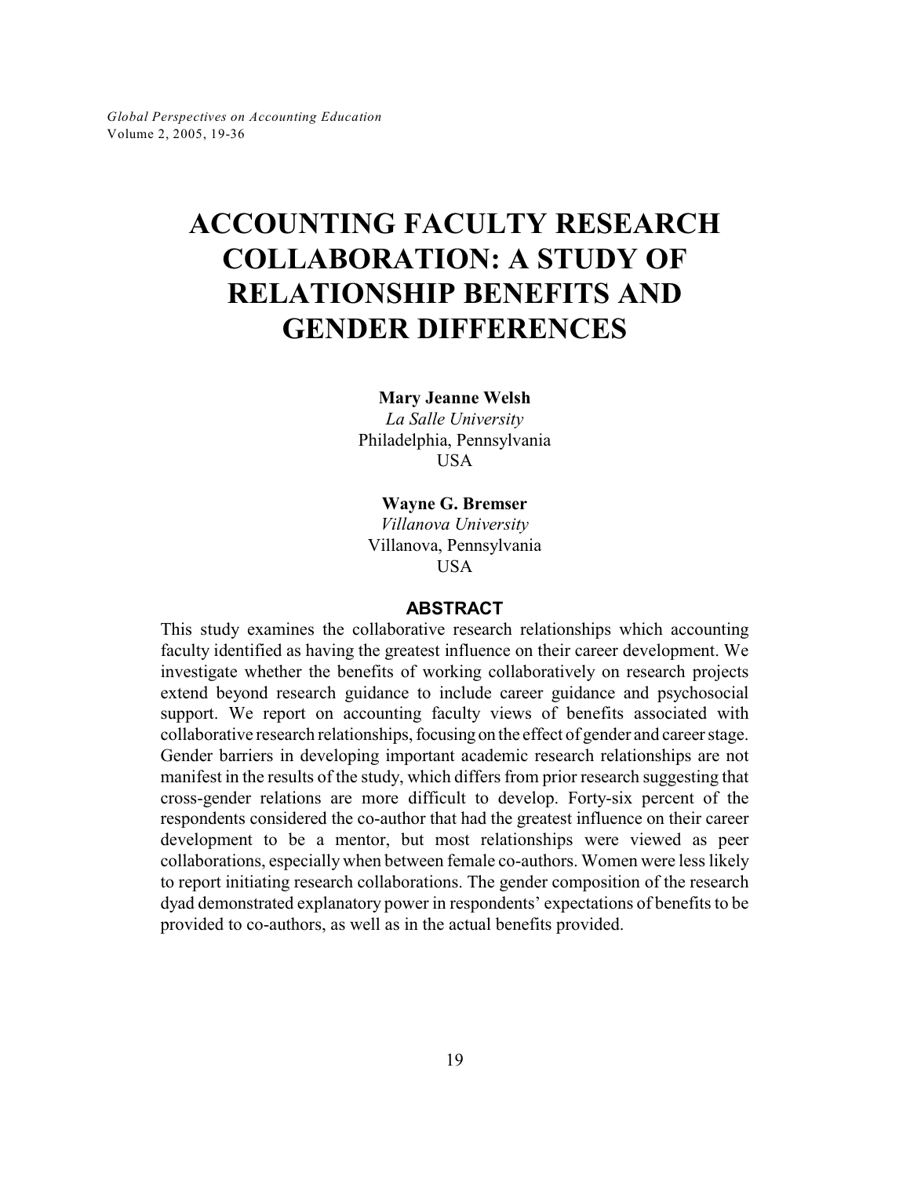# ACCOUNTING FACULTY RESEARCH COLLABORATION: A STUDY OF RELATIONSHIP BENEFITS AND GENDER DIFFERENCES

**Mary Jeanne Welsh**
*La Salle University*
Philadelphia, Pennsylvania
USA

**Wayne G. Bremser**
*Villanova University*
Villanova, Pennsylvania
USA

## ABSTRACT

This study examines the collaborative research relationships which accounting faculty identified as having the greatest influence on their career development. We investigate whether the benefits of working collaboratively on research projects extend beyond research guidance to include career guidance and psychosocial support. We report on accounting faculty views of benefits associated with collaborative research relationships, focusing on the effect of gender and career stage. Gender barriers in developing important academic research relationships are not manifest in the results of the study, which differs from prior research suggesting that cross-gender relations are more difficult to develop. Forty-six percent of the respondents considered the co-author that had the greatest influence on their career development to be a mentor, but most relationships were viewed as peer collaborations, especially when between female co-authors. Women were less likely to report initiating research collaborations. The gender composition of the research dyad demonstrated explanatory power in respondents' expectations of benefits to be provided to co-authors, as well as in the actual benefits provided.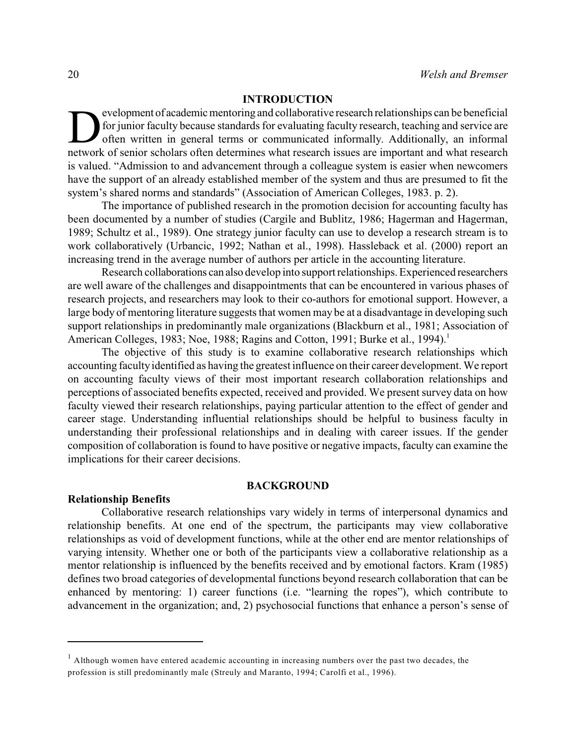## INTRODUCTION

Development of academic mentoring and collaborative research relationships can be beneficial for junior faculty because standards for evaluating faculty research, teaching and service are often written in general terms or communicated informally. Additionally, an informal network of senior scholars often determines what research issues are important and what research is valued. "Admission to and advancement through a colleague system is easier when newcomers have the support of an already established member of the system and thus are presumed to fit the system's shared norms and standards" (Association of American Colleges, 1983. p. 2).

The importance of published research in the promotion decision for accounting faculty has been documented by a number of studies (Cargile and Bublitz, 1986; Hagerman and Hagerman, 1989; Schultz et al., 1989). One strategy junior faculty can use to develop a research stream is to work collaboratively (Urbancic, 1992; Nathan et al., 1998). Hassleback et al. (2000) report an increasing trend in the average number of authors per article in the accounting literature.

Research collaborations can also develop into support relationships. Experienced researchers are well aware of the challenges and disappointments that can be encountered in various phases of research projects, and researchers may look to their co-authors for emotional support. However, a large body of mentoring literature suggests that women may be at a disadvantage in developing such support relationships in predominantly male organizations (Blackburn et al., 1981; Association of American Colleges, 1983; Noe, 1988; Ragins and Cotton, 1991; Burke et al., 1994).[1]

The objective of this study is to examine collaborative research relationships which accounting faculty identified as having the greatest influence on their career development. We report on accounting faculty views of their most important research collaboration relationships and perceptions of associated benefits expected, received and provided. We present survey data on how faculty viewed their research relationships, paying particular attention to the effect of gender and career stage. Understanding influential relationships should be helpful to business faculty in understanding their professional relationships and in dealing with career issues. If the gender composition of collaboration is found to have positive or negative impacts, faculty can examine the implications for their career decisions.

## BACKGROUND

### Relationship Benefits

Collaborative research relationships vary widely in terms of interpersonal dynamics and relationship benefits. At one end of the spectrum, the participants may view collaborative relationships as void of development functions, while at the other end are mentor relationships of varying intensity. Whether one or both of the participants view a collaborative relationship as a mentor relationship is influenced by the benefits received and by emotional factors. Kram (1985) defines two broad categories of developmental functions beyond research collaboration that can be enhanced by mentoring: 1) career functions (i.e. "learning the ropes"), which contribute to advancement in the organization; and, 2) psychosocial functions that enhance a person's sense of

---

[1] Although women have entered academic accounting in increasing numbers over the past two decades, the profession is still predominantly male (Streuly and Maranto, 1994; Carolfi et al., 1996).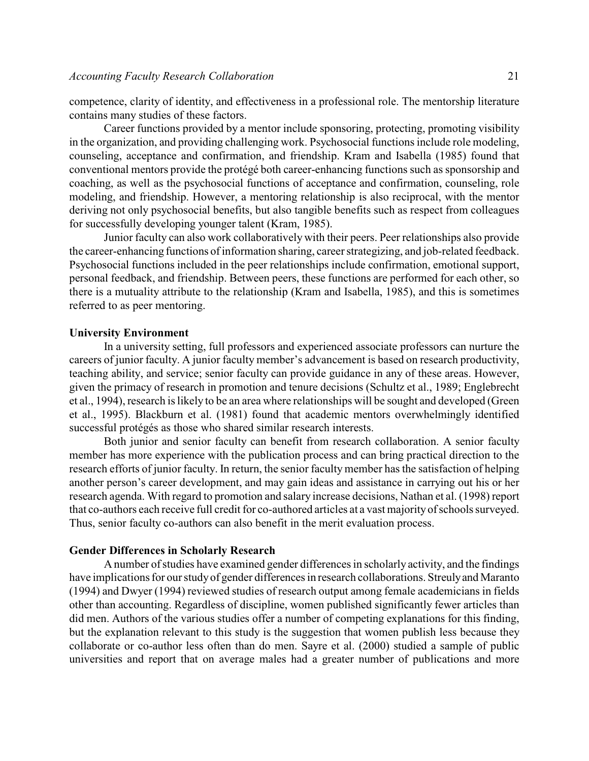competence, clarity of identity, and effectiveness in a professional role. The mentorship literature contains many studies of these factors.

Career functions provided by a mentor include sponsoring, protecting, promoting visibility in the organization, and providing challenging work. Psychosocial functions include role modeling, counseling, acceptance and confirmation, and friendship. Kram and Isabella (1985) found that conventional mentors provide the protégé both career-enhancing functions such as sponsorship and coaching, as well as the psychosocial functions of acceptance and confirmation, counseling, role modeling, and friendship. However, a mentoring relationship is also reciprocal, with the mentor deriving not only psychosocial benefits, but also tangible benefits such as respect from colleagues for successfully developing younger talent (Kram, 1985).

Junior faculty can also work collaboratively with their peers. Peer relationships also provide the career-enhancing functions of information sharing, career strategizing, and job-related feedback. Psychosocial functions included in the peer relationships include confirmation, emotional support, personal feedback, and friendship. Between peers, these functions are performed for each other, so there is a mutuality attribute to the relationship (Kram and Isabella, 1985), and this is sometimes referred to as peer mentoring.

### University Environment

In a university setting, full professors and experienced associate professors can nurture the careers of junior faculty. A junior faculty member's advancement is based on research productivity, teaching ability, and service; senior faculty can provide guidance in any of these areas. However, given the primacy of research in promotion and tenure decisions (Schultz et al., 1989; Englebrecht et al., 1994), research is likely to be an area where relationships will be sought and developed (Green et al., 1995). Blackburn et al. (1981) found that academic mentors overwhelmingly identified successful protégés as those who shared similar research interests.

Both junior and senior faculty can benefit from research collaboration. A senior faculty member has more experience with the publication process and can bring practical direction to the research efforts of junior faculty. In return, the senior faculty member has the satisfaction of helping another person's career development, and may gain ideas and assistance in carrying out his or her research agenda. With regard to promotion and salary increase decisions, Nathan et al. (1998) report that co-authors each receive full credit for co-authored articles at a vast majority of schools surveyed. Thus, senior faculty co-authors can also benefit in the merit evaluation process.

### Gender Differences in Scholarly Research

A number of studies have examined gender differences in scholarly activity, and the findings have implications for our study of gender differences in research collaborations. Streuly and Maranto (1994) and Dwyer (1994) reviewed studies of research output among female academicians in fields other than accounting. Regardless of discipline, women published significantly fewer articles than did men. Authors of the various studies offer a number of competing explanations for this finding, but the explanation relevant to this study is the suggestion that women publish less because they collaborate or co-author less often than do men. Sayre et al. (2000) studied a sample of public universities and report that on average males had a greater number of publications and more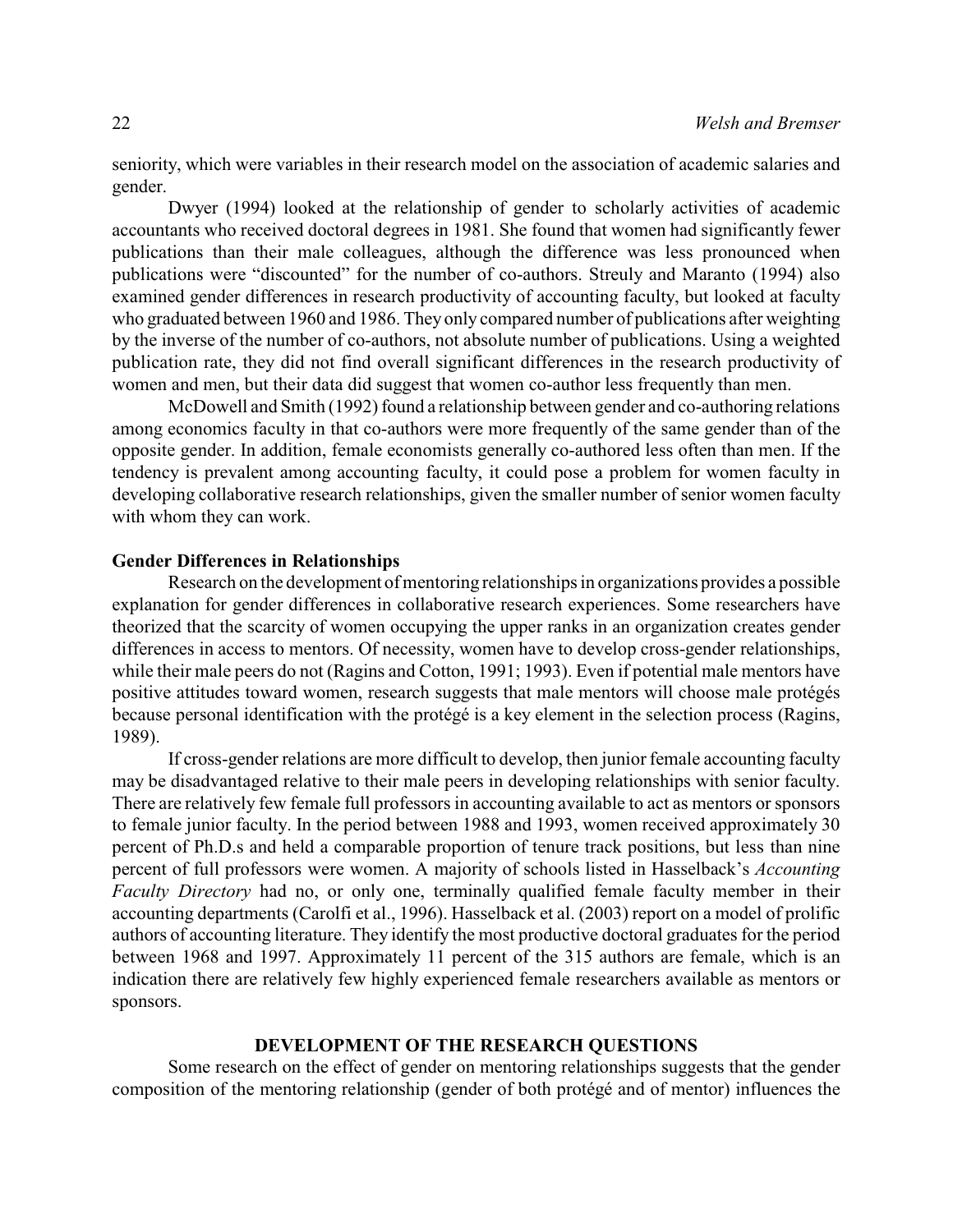seniority, which were variables in their research model on the association of academic salaries and gender.

Dwyer (1994) looked at the relationship of gender to scholarly activities of academic accountants who received doctoral degrees in 1981. She found that women had significantly fewer publications than their male colleagues, although the difference was less pronounced when publications were "discounted" for the number of co-authors. Streuly and Maranto (1994) also examined gender differences in research productivity of accounting faculty, but looked at faculty who graduated between 1960 and 1986. They only compared number of publications after weighting by the inverse of the number of co-authors, not absolute number of publications. Using a weighted publication rate, they did not find overall significant differences in the research productivity of women and men, but their data did suggest that women co-author less frequently than men.

McDowell and Smith (1992) found a relationship between gender and co-authoring relations among economics faculty in that co-authors were more frequently of the same gender than of the opposite gender. In addition, female economists generally co-authored less often than men. If the tendency is prevalent among accounting faculty, it could pose a problem for women faculty in developing collaborative research relationships, given the smaller number of senior women faculty with whom they can work.

### Gender Differences in Relationships

Research on the development of mentoring relationships in organizations provides a possible explanation for gender differences in collaborative research experiences. Some researchers have theorized that the scarcity of women occupying the upper ranks in an organization creates gender differences in access to mentors. Of necessity, women have to develop cross-gender relationships, while their male peers do not (Ragins and Cotton, 1991; 1993). Even if potential male mentors have positive attitudes toward women, research suggests that male mentors will choose male protégés because personal identification with the protégé is a key element in the selection process (Ragins, 1989).

If cross-gender relations are more difficult to develop, then junior female accounting faculty may be disadvantaged relative to their male peers in developing relationships with senior faculty. There are relatively few female full professors in accounting available to act as mentors or sponsors to female junior faculty. In the period between 1988 and 1993, women received approximately 30 percent of Ph.D.s and held a comparable proportion of tenure track positions, but less than nine percent of full professors were women. A majority of schools listed in Hasselback's *Accounting Faculty Directory* had no, or only one, terminally qualified female faculty member in their accounting departments (Carolfi et al., 1996). Hasselback et al. (2003) report on a model of prolific authors of accounting literature. They identify the most productive doctoral graduates for the period between 1968 and 1997. Approximately 11 percent of the 315 authors are female, which is an indication there are relatively few highly experienced female researchers available as mentors or sponsors.

## DEVELOPMENT OF THE RESEARCH QUESTIONS

Some research on the effect of gender on mentoring relationships suggests that the gender composition of the mentoring relationship (gender of both protégé and of mentor) influences the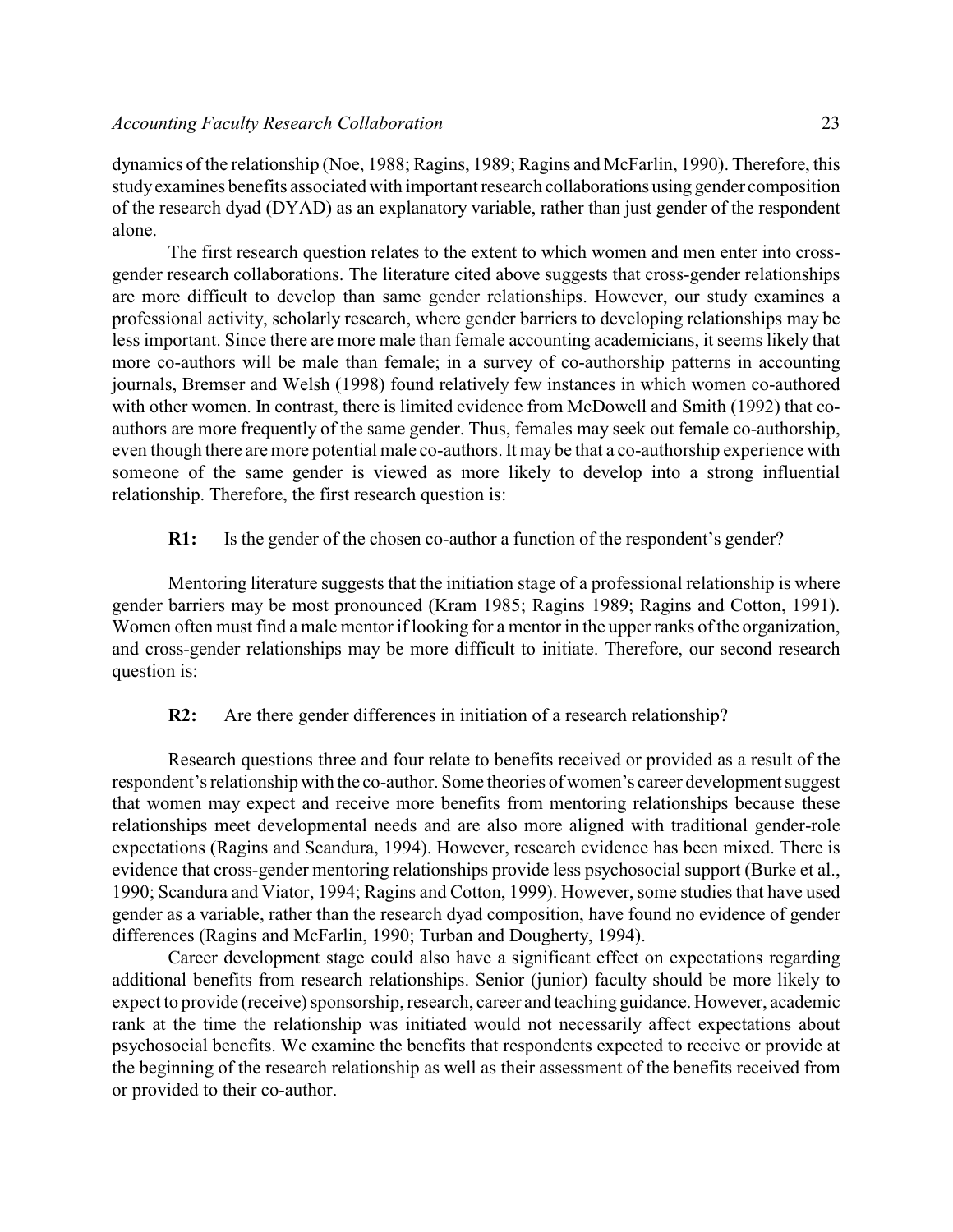dynamics of the relationship (Noe, 1988; Ragins, 1989; Ragins and McFarlin, 1990). Therefore, this study examines benefits associated with important research collaborations using gender composition of the research dyad (DYAD) as an explanatory variable, rather than just gender of the respondent alone.

The first research question relates to the extent to which women and men enter into cross-gender research collaborations. The literature cited above suggests that cross-gender relationships are more difficult to develop than same gender relationships. However, our study examines a professional activity, scholarly research, where gender barriers to developing relationships may be less important. Since there are more male than female accounting academicians, it seems likely that more co-authors will be male than female; in a survey of co-authorship patterns in accounting journals, Bremser and Welsh (1998) found relatively few instances in which women co-authored with other women. In contrast, there is limited evidence from McDowell and Smith (1992) that co-authors are more frequently of the same gender. Thus, females may seek out female co-authorship, even though there are more potential male co-authors. It may be that a co-authorship experience with someone of the same gender is viewed as more likely to develop into a strong influential relationship. Therefore, the first research question is:

**R1:** Is the gender of the chosen co-author a function of the respondent's gender?

Mentoring literature suggests that the initiation stage of a professional relationship is where gender barriers may be most pronounced (Kram 1985; Ragins 1989; Ragins and Cotton, 1991). Women often must find a male mentor if looking for a mentor in the upper ranks of the organization, and cross-gender relationships may be more difficult to initiate. Therefore, our second research question is:

**R2:** Are there gender differences in initiation of a research relationship?

Research questions three and four relate to benefits received or provided as a result of the respondent's relationship with the co-author. Some theories of women's career development suggest that women may expect and receive more benefits from mentoring relationships because these relationships meet developmental needs and are also more aligned with traditional gender-role expectations (Ragins and Scandura, 1994). However, research evidence has been mixed. There is evidence that cross-gender mentoring relationships provide less psychosocial support (Burke et al., 1990; Scandura and Viator, 1994; Ragins and Cotton, 1999). However, some studies that have used gender as a variable, rather than the research dyad composition, have found no evidence of gender differences (Ragins and McFarlin, 1990; Turban and Dougherty, 1994).

Career development stage could also have a significant effect on expectations regarding additional benefits from research relationships. Senior (junior) faculty should be more likely to expect to provide (receive) sponsorship, research, career and teaching guidance. However, academic rank at the time the relationship was initiated would not necessarily affect expectations about psychosocial benefits. We examine the benefits that respondents expected to receive or provide at the beginning of the research relationship as well as their assessment of the benefits received from or provided to their co-author.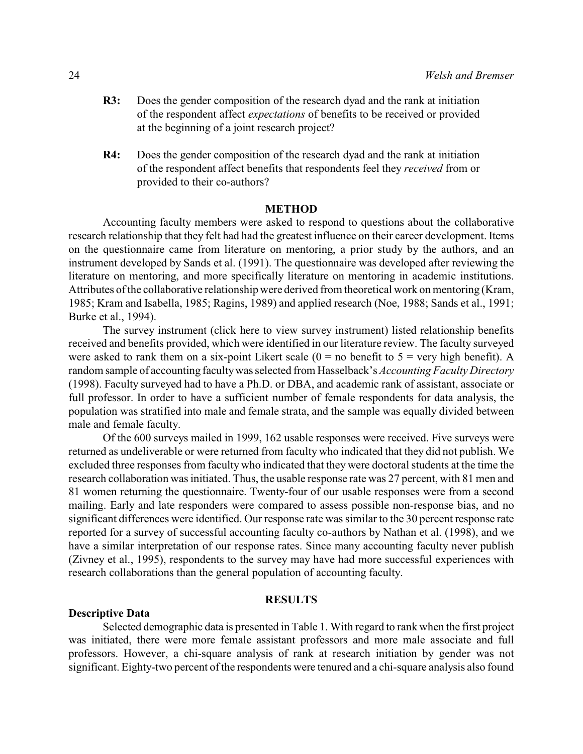**R3:** Does the gender composition of the research dyad and the rank at initiation of the respondent affect *expectations* of benefits to be received or provided at the beginning of a joint research project?

**R4:** Does the gender composition of the research dyad and the rank at initiation of the respondent affect benefits that respondents feel they *received* from or provided to their co-authors?

## METHOD

Accounting faculty members were asked to respond to questions about the collaborative research relationship that they felt had had the greatest influence on their career development. Items on the questionnaire came from literature on mentoring, a prior study by the authors, and an instrument developed by Sands et al. (1991). The questionnaire was developed after reviewing the literature on mentoring, and more specifically literature on mentoring in academic institutions. Attributes of the collaborative relationship were derived from theoretical work on mentoring (Kram, 1985; Kram and Isabella, 1985; Ragins, 1989) and applied research (Noe, 1988; Sands et al., 1991; Burke et al., 1994).

The survey instrument (click here to view survey instrument) listed relationship benefits received and benefits provided, which were identified in our literature review. The faculty surveyed were asked to rank them on a six-point Likert scale (0 = no benefit to 5 = very high benefit). A random sample of accounting faculty was selected from Hasselback's *Accounting Faculty Directory* (1998). Faculty surveyed had to have a Ph.D. or DBA, and academic rank of assistant, associate or full professor. In order to have a sufficient number of female respondents for data analysis, the population was stratified into male and female strata, and the sample was equally divided between male and female faculty.

Of the 600 surveys mailed in 1999, 162 usable responses were received. Five surveys were returned as undeliverable or were returned from faculty who indicated that they did not publish. We excluded three responses from faculty who indicated that they were doctoral students at the time the research collaboration was initiated. Thus, the usable response rate was 27 percent, with 81 men and 81 women returning the questionnaire. Twenty-four of our usable responses were from a second mailing. Early and late responders were compared to assess possible non-response bias, and no significant differences were identified. Our response rate was similar to the 30 percent response rate reported for a survey of successful accounting faculty co-authors by Nathan et al. (1998), and we have a similar interpretation of our response rates. Since many accounting faculty never publish (Zivney et al., 1995), respondents to the survey may have had more successful experiences with research collaborations than the general population of accounting faculty.

## RESULTS

### Descriptive Data

Selected demographic data is presented in Table 1. With regard to rank when the first project was initiated, there were more female assistant professors and more male associate and full professors. However, a chi-square analysis of rank at research initiation by gender was not significant. Eighty-two percent of the respondents were tenured and a chi-square analysis also found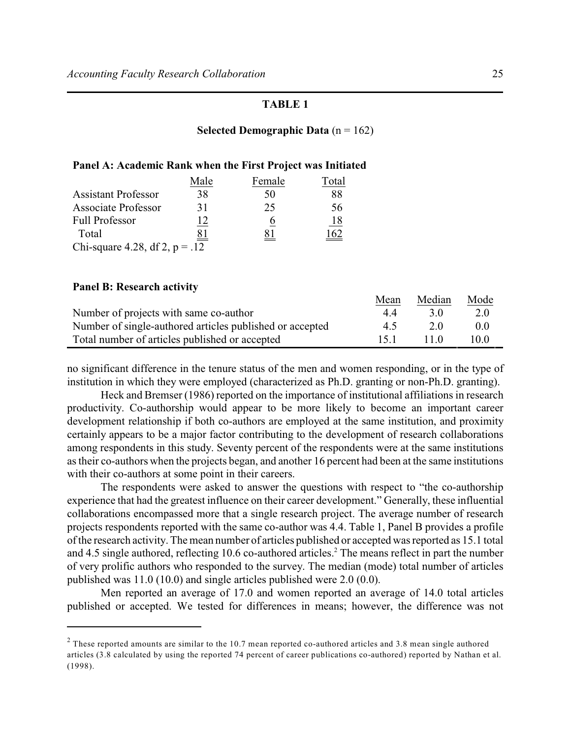**TABLE 1**

**Selected Demographic Data** (n = 162)

**Panel A: Academic Rank when the First Project was Initiated**

| | Male | Female | Total |
|---|---|---|---|
| Assistant Professor | 38 | 50 | 88 |
| Associate Professor | 31 | 25 | 56 |
| Full Professor | 12 | 6 | 18 |
| Total | 81 | 81 | 162 |

Chi-square 4.28, df 2, p = .12

**Panel B: Research activity**

| | Mean | Median | Mode |
|---|---|---|---|
| Number of projects with same co-author | 4.4 | 3.0 | 2.0 |
| Number of single-authored articles published or accepted | 4.5 | 2.0 | 0.0 |
| Total number of articles published or accepted | 15.1 | 11.0 | 10.0 |

no significant difference in the tenure status of the men and women responding, or in the type of institution in which they were employed (characterized as Ph.D. granting or non-Ph.D. granting).

Heck and Bremser (1986) reported on the importance of institutional affiliations in research productivity. Co-authorship would appear to be more likely to become an important career development relationship if both co-authors are employed at the same institution, and proximity certainly appears to be a major factor contributing to the development of research collaborations among respondents in this study. Seventy percent of the respondents were at the same institutions as their co-authors when the projects began, and another 16 percent had been at the same institutions with their co-authors at some point in their careers.

The respondents were asked to answer the questions with respect to "the co-authorship experience that had the greatest influence on their career development." Generally, these influential collaborations encompassed more that a single research project. The average number of research projects respondents reported with the same co-author was 4.4. Table 1, Panel B provides a profile of the research activity. The mean number of articles published or accepted was reported as 15.1 total and 4.5 single authored, reflecting 10.6 co-authored articles.[2] The means reflect in part the number of very prolific authors who responded to the survey. The median (mode) total number of articles published was 11.0 (10.0) and single articles published were 2.0 (0.0).

Men reported an average of 17.0 and women reported an average of 14.0 total articles published or accepted. We tested for differences in means; however, the difference was not

[2] These reported amounts are similar to the 10.7 mean reported co-authored articles and 3.8 mean single authored articles (3.8 calculated by using the reported 74 percent of career publications co-authored) reported by Nathan et al. (1998).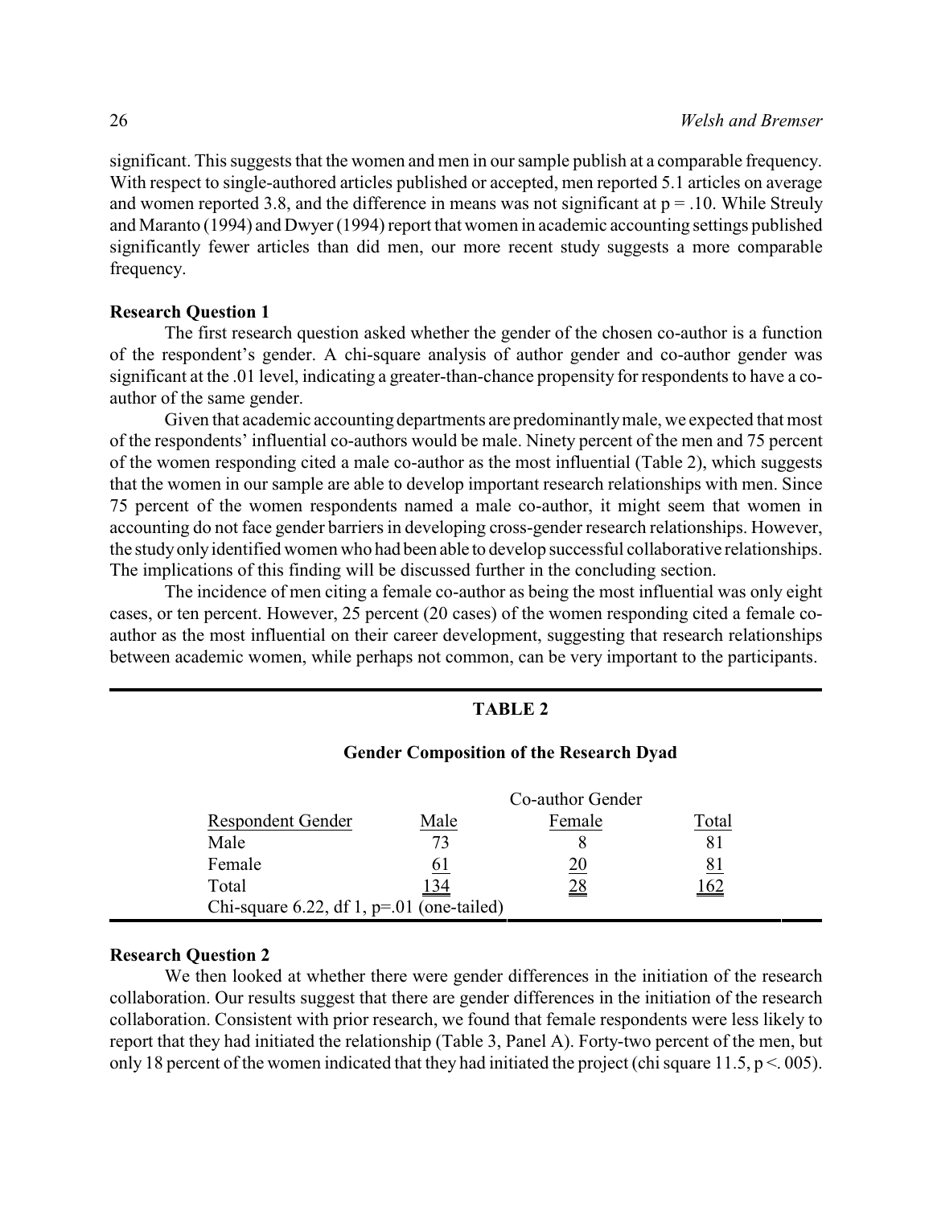significant. This suggests that the women and men in our sample publish at a comparable frequency. With respect to single-authored articles published or accepted, men reported 5.1 articles on average and women reported 3.8, and the difference in means was not significant at $p = .10$. While Streuly and Maranto (1994) and Dwyer (1994) report that women in academic accounting settings published significantly fewer articles than did men, our more recent study suggests a more comparable frequency.

**Research Question 1**

The first research question asked whether the gender of the chosen co-author is a function of the respondent's gender. A chi-square analysis of author gender and co-author gender was significant at the .01 level, indicating a greater-than-chance propensity for respondents to have a co-author of the same gender.

Given that academic accounting departments are predominantly male, we expected that most of the respondents' influential co-authors would be male. Ninety percent of the men and 75 percent of the women responding cited a male co-author as the most influential (Table 2), which suggests that the women in our sample are able to develop important research relationships with men. Since 75 percent of the women respondents named a male co-author, it might seem that women in accounting do not face gender barriers in developing cross-gender research relationships. However, the study only identified women who had been able to develop successful collaborative relationships. The implications of this finding will be discussed further in the concluding section.

The incidence of men citing a female co-author as being the most influential was only eight cases, or ten percent. However, 25 percent (20 cases) of the women responding cited a female co-author as the most influential on their career development, suggesting that research relationships between academic women, while perhaps not common, can be very important to the participants.

**TABLE 2**

**Gender Composition of the Research Dyad**

| | Co-author Gender | | |
|---|---|---|---|
| Respondent Gender | Male | Female | Total |
| Male | 73 | 8 | 81 |
| Female | 61 | 20 | 81 |
| Total | 134 | 28 | 162 |

Chi-square 6.22, df 1, p=.01 (one-tailed)

**Research Question 2**

We then looked at whether there were gender differences in the initiation of the research collaboration. Our results suggest that there are gender differences in the initiation of the research collaboration. Consistent with prior research, we found that female respondents were less likely to report that they had initiated the relationship (Table 3, Panel A). Forty-two percent of the men, but only 18 percent of the women indicated that they had initiated the project (chi square 11.5, $p < .005$).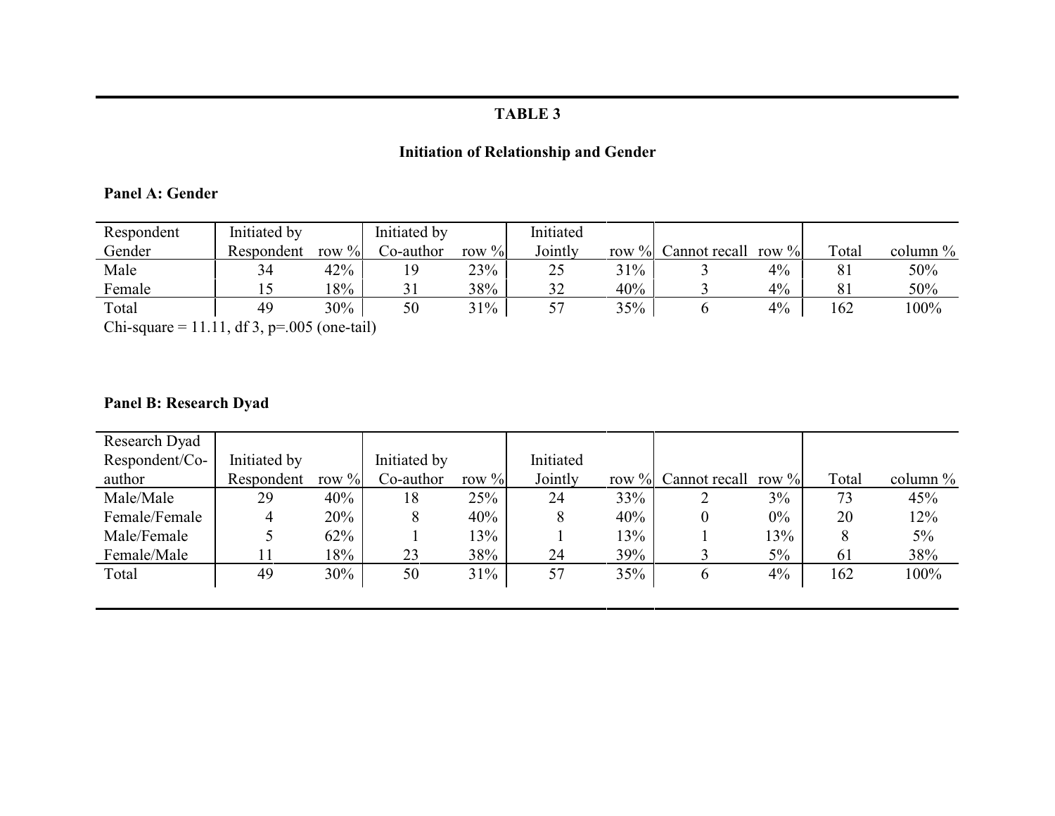**TABLE 3**

**Initiation of Relationship and Gender**

**Panel A: Gender**

| Respondent Gender | Initiated by Respondent | row % | Initiated by Co-author | row % | Initiated Jointly | row % | Cannot recall | row % | Total | column % |
|---|---|---|---|---|---|---|---|---|---|---|
| Male | 34 | 42% | 19 | 23% | 25 | 31% | 3 | 4% | 81 | 50% |
| Female | 15 | 18% | 31 | 38% | 32 | 40% | 3 | 4% | 81 | 50% |
| Total | 49 | 30% | 50 | 31% | 57 | 35% | 6 | 4% | 162 | 100% |

Chi-square = 11.11, df 3, p=.005 (one-tail)

**Panel B: Research Dyad**

| Research Dyad Respondent/Co-author | Initiated by Respondent | row % | Initiated by Co-author | row % | Initiated Jointly | row % | Cannot recall | row % | Total | column % |
|---|---|---|---|---|---|---|---|---|---|---|
| Male/Male | 29 | 40% | 18 | 25% | 24 | 33% | 2 | 3% | 73 | 45% |
| Female/Female | 4 | 20% | 8 | 40% | 8 | 40% | 0 | 0% | 20 | 12% |
| Male/Female | 5 | 62% | 1 | 13% | 1 | 13% | 1 | 13% | 8 | 5% |
| Female/Male | 11 | 18% | 23 | 38% | 24 | 39% | 3 | 5% | 61 | 38% |
| Total | 49 | 30% | 50 | 31% | 57 | 35% | 6 | 4% | 162 | 100% |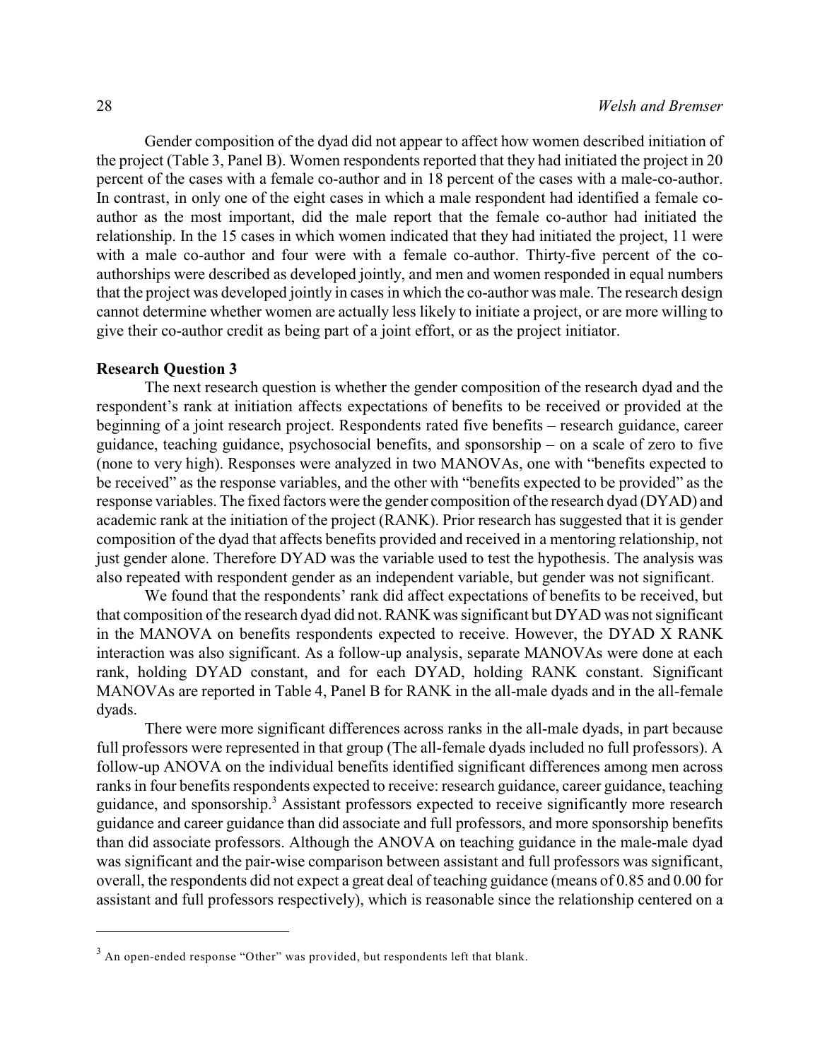Gender composition of the dyad did not appear to affect how women described initiation of the project (Table 3, Panel B). Women respondents reported that they had initiated the project in 20 percent of the cases with a female co-author and in 18 percent of the cases with a male-co-author. In contrast, in only one of the eight cases in which a male respondent had identified a female co-author as the most important, did the male report that the female co-author had initiated the relationship. In the 15 cases in which women indicated that they had initiated the project, 11 were with a male co-author and four were with a female co-author. Thirty-five percent of the co-authorships were described as developed jointly, and men and women responded in equal numbers that the project was developed jointly in cases in which the co-author was male. The research design cannot determine whether women are actually less likely to initiate a project, or are more willing to give their co-author credit as being part of a joint effort, or as the project initiator.

**Research Question 3**

The next research question is whether the gender composition of the research dyad and the respondent's rank at initiation affects expectations of benefits to be received or provided at the beginning of a joint research project. Respondents rated five benefits – research guidance, career guidance, teaching guidance, psychosocial benefits, and sponsorship – on a scale of zero to five (none to very high). Responses were analyzed in two MANOVAs, one with "benefits expected to be received" as the response variables, and the other with "benefits expected to be provided" as the response variables. The fixed factors were the gender composition of the research dyad (DYAD) and academic rank at the initiation of the project (RANK). Prior research has suggested that it is gender composition of the dyad that affects benefits provided and received in a mentoring relationship, not just gender alone. Therefore DYAD was the variable used to test the hypothesis. The analysis was also repeated with respondent gender as an independent variable, but gender was not significant.

We found that the respondents' rank did affect expectations of benefits to be received, but that composition of the research dyad did not. RANK was significant but DYAD was not significant in the MANOVA on benefits respondents expected to receive. However, the DYAD X RANK interaction was also significant. As a follow-up analysis, separate MANOVAs were done at each rank, holding DYAD constant, and for each DYAD, holding RANK constant. Significant MANOVAs are reported in Table 4, Panel B for RANK in the all-male dyads and in the all-female dyads.

There were more significant differences across ranks in the all-male dyads, in part because full professors were represented in that group (The all-female dyads included no full professors). A follow-up ANOVA on the individual benefits identified significant differences among men across ranks in four benefits respondents expected to receive: research guidance, career guidance, teaching guidance, and sponsorship.[3] Assistant professors expected to receive significantly more research guidance and career guidance than did associate and full professors, and more sponsorship benefits than did associate professors. Although the ANOVA on teaching guidance in the male-male dyad was significant and the pair-wise comparison between assistant and full professors was significant, overall, the respondents did not expect a great deal of teaching guidance (means of 0.85 and 0.00 for assistant and full professors respectively), which is reasonable since the relationship centered on a

[3] An open-ended response "Other" was provided, but respondents left that blank.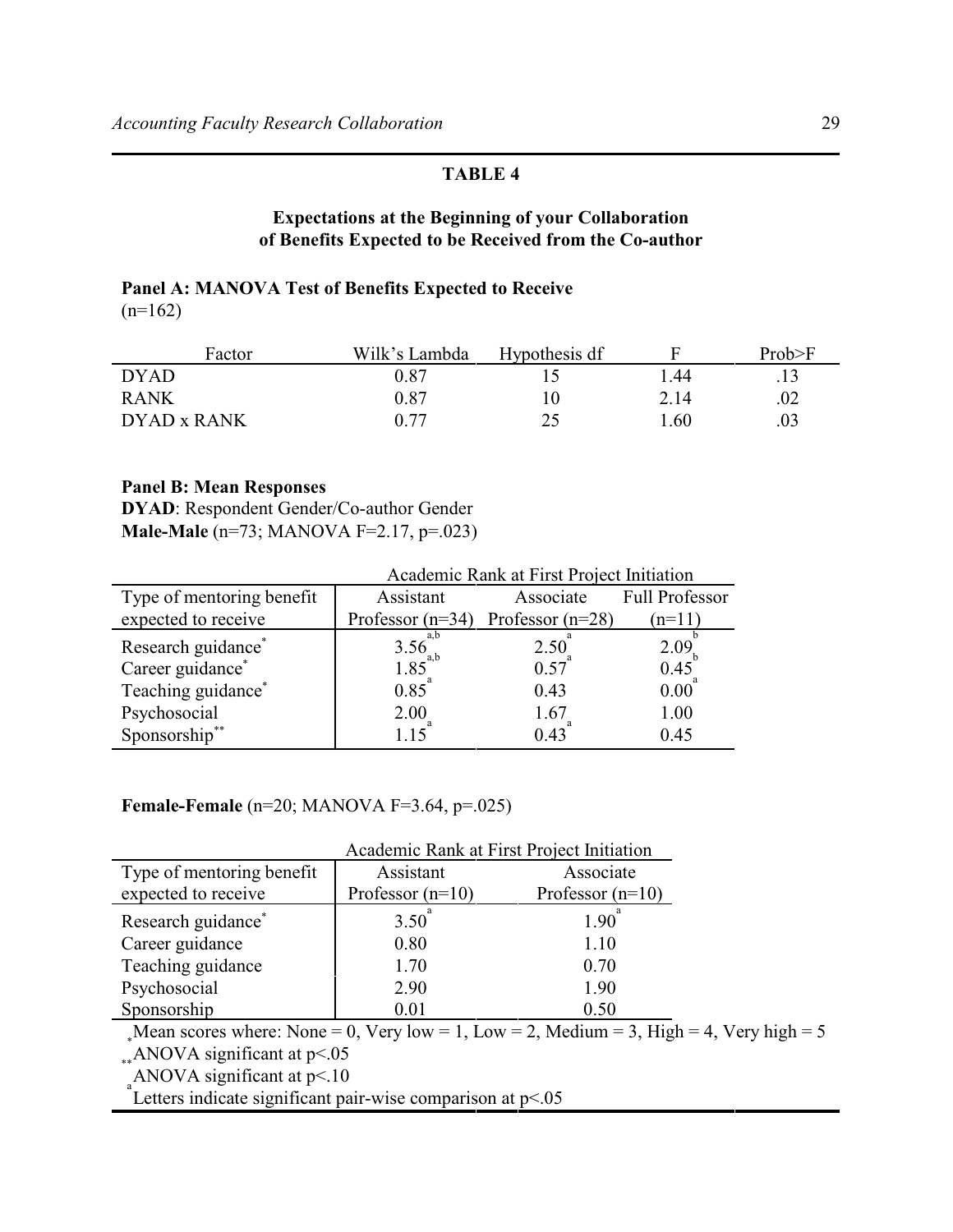## TABLE 4

### Expectations at the Beginning of your Collaboration of Benefits Expected to be Received from the Co-author

**Panel A: MANOVA Test of Benefits Expected to Receive**
(n=162)

| Factor | Wilk's Lambda | Hypothesis df | F | Prob>F |
|---|---|---|---|---|
| DYAD | 0.87 | 15 | 1.44 | .13 |
| RANK | 0.87 | 10 | 2.14 | .02 |
| DYAD x RANK | 0.77 | 25 | 1.60 | .03 |

**Panel B: Mean Responses**
**DYAD**: Respondent Gender/Co-author Gender
**Male-Male** (n=73; MANOVA F=2.17, p=.023)

| | Academic Rank at First Project Initiation | | |
|---|---|---|---|
| Type of mentoring benefit expected to receive | Assistant Professor (n=34) | Associate Professor (n=28) | Full Professor (n=11) |
| Research guidance* | 3.56[a,b] | 2.50[a] | 2.09[b] |
| Career guidance* | 1.85[a,b] | 0.57[a] | 0.45[b] |
| Teaching guidance* | 0.85[a] | 0.43 | 0.00[a] |
| Psychosocial | 2.00 | 1.67 | 1.00 |
| Sponsorship** | 1.15[a] | 0.43[a] | 0.45 |

**Female-Female** (n=20; MANOVA F=3.64, p=.025)

| | Academic Rank at First Project Initiation | |
|---|---|---|
| Type of mentoring benefit expected to receive | Assistant Professor (n=10) | Associate Professor (n=10) |
| Research guidance* | 3.50[a] | 1.90[a] |
| Career guidance | 0.80 | 1.10 |
| Teaching guidance | 1.70 | 0.70 |
| Psychosocial | 2.90 | 1.90 |
| Sponsorship | 0.01 | 0.50 |

Mean scores where: None = 0, Very low = 1, Low = 2, Medium = 3, High = 4, Very high = 5
* ANOVA significant at p<.05
** ANOVA significant at p<.10
[a] Letters indicate significant pair-wise comparison at p<.05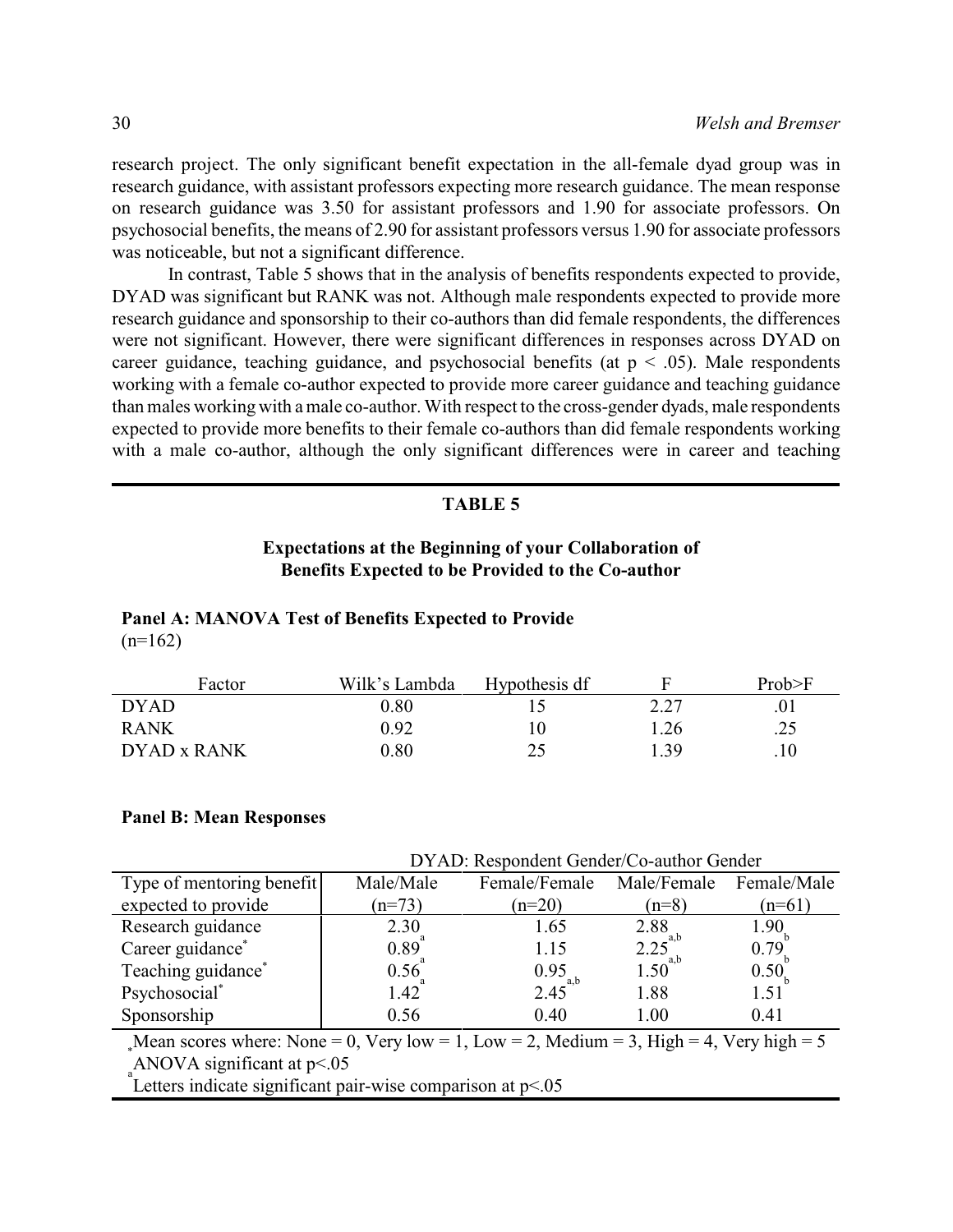research project. The only significant benefit expectation in the all-female dyad group was in research guidance, with assistant professors expecting more research guidance. The mean response on research guidance was 3.50 for assistant professors and 1.90 for associate professors. On psychosocial benefits, the means of 2.90 for assistant professors versus 1.90 for associate professors was noticeable, but not a significant difference.

In contrast, Table 5 shows that in the analysis of benefits respondents expected to provide, DYAD was significant but RANK was not. Although male respondents expected to provide more research guidance and sponsorship to their co-authors than did female respondents, the differences were not significant. However, there were significant differences in responses across DYAD on career guidance, teaching guidance, and psychosocial benefits (at $p < .05$). Male respondents working with a female co-author expected to provide more career guidance and teaching guidance than males working with a male co-author. With respect to the cross-gender dyads, male respondents expected to provide more benefits to their female co-authors than did female respondents working with a male co-author, although the only significant differences were in career and teaching

**TABLE 5**

**Expectations at the Beginning of your Collaboration of Benefits Expected to be Provided to the Co-author**

**Panel A: MANOVA Test of Benefits Expected to Provide**
(n=162)

| Factor | Wilk's Lambda | Hypothesis df | F | Prob>F |
|---|---|---|---|---|
| DYAD | 0.80 | 15 | 2.27 | .01 |
| RANK | 0.92 | 10 | 1.26 | .25 |
| DYAD x RANK | 0.80 | 25 | 1.39 | .10 |

**Panel B: Mean Responses**

| | DYAD: Respondent Gender/Co-author Gender | | | |
|---|---|---|---|---|
| Type of mentoring benefit expected to provide | Male/Male (n=73) | Female/Female (n=20) | Male/Female (n=8) | Female/Male (n=61) |
| Research guidance | 2.30 | 1.65 | 2.88 | 1.90 |
| Career guidance* | 0.89[a] | 1.15 | 2.25[a,b] | 0.79[b] |
| Teaching guidance* | 0.56[a] | 0.95 | 1.50[a,b] | 0.50[b] |
| Psychosocial* | 1.42[a] | 2.45[a,b] | 1.88 | 1.51[b] |
| Sponsorship | 0.56 | 0.40 | 1.00 | 0.41 |

Mean scores where: None = 0, Very low = 1, Low = 2, Medium = 3, High = 4, Very high = 5
*ANOVA significant at p<.05
[a]Letters indicate significant pair-wise comparison at p<.05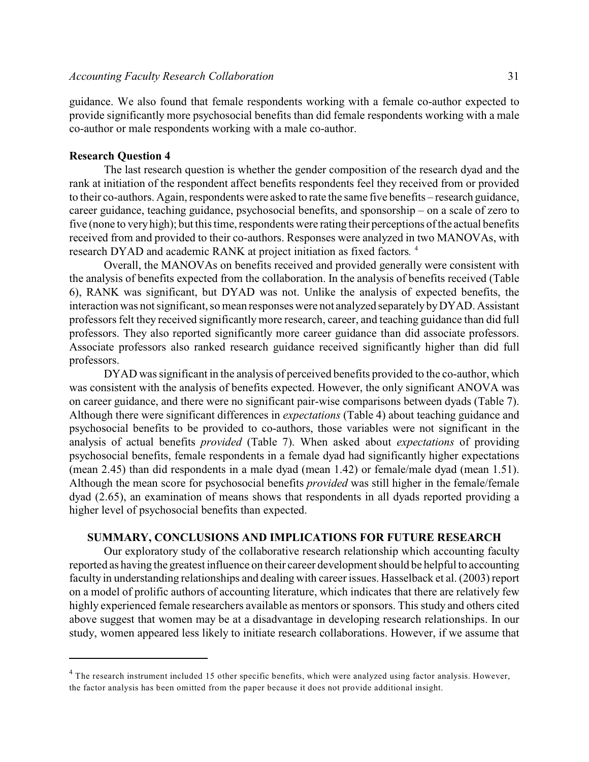guidance. We also found that female respondents working with a female co-author expected to provide significantly more psychosocial benefits than did female respondents working with a male co-author or male respondents working with a male co-author.

### Research Question 4

The last research question is whether the gender composition of the research dyad and the rank at initiation of the respondent affect benefits respondents feel they received from or provided to their co-authors. Again, respondents were asked to rate the same five benefits – research guidance, career guidance, teaching guidance, psychosocial benefits, and sponsorship – on a scale of zero to five (none to very high); but this time, respondents were rating their perceptions of the actual benefits received from and provided to their co-authors. Responses were analyzed in two MANOVAs, with research DYAD and academic RANK at project initiation as fixed factors.[4]

Overall, the MANOVAs on benefits received and provided generally were consistent with the analysis of benefits expected from the collaboration. In the analysis of benefits received (Table 6), RANK was significant, but DYAD was not. Unlike the analysis of expected benefits, the interaction was not significant, so mean responses were not analyzed separately by DYAD. Assistant professors felt they received significantly more research, career, and teaching guidance than did full professors. They also reported significantly more career guidance than did associate professors. Associate professors also ranked research guidance received significantly higher than did full professors.

DYAD was significant in the analysis of perceived benefits provided to the co-author, which was consistent with the analysis of benefits expected. However, the only significant ANOVA was on career guidance, and there were no significant pair-wise comparisons between dyads (Table 7). Although there were significant differences in *expectations* (Table 4) about teaching guidance and psychosocial benefits to be provided to co-authors, those variables were not significant in the analysis of actual benefits *provided* (Table 7). When asked about *expectations* of providing psychosocial benefits, female respondents in a female dyad had significantly higher expectations (mean 2.45) than did respondents in a male dyad (mean 1.42) or female/male dyad (mean 1.51). Although the mean score for psychosocial benefits *provided* was still higher in the female/female dyad (2.65), an examination of means shows that respondents in all dyads reported providing a higher level of psychosocial benefits than expected.

## SUMMARY, CONCLUSIONS AND IMPLICATIONS FOR FUTURE RESEARCH

Our exploratory study of the collaborative research relationship which accounting faculty reported as having the greatest influence on their career development should be helpful to accounting faculty in understanding relationships and dealing with career issues. Hasselback et al. (2003) report on a model of prolific authors of accounting literature, which indicates that there are relatively few highly experienced female researchers available as mentors or sponsors. This study and others cited above suggest that women may be at a disadvantage in developing research relationships. In our study, women appeared less likely to initiate research collaborations. However, if we assume that

[4] The research instrument included 15 other specific benefits, which were analyzed using factor analysis. However, the factor analysis has been omitted from the paper because it does not provide additional insight.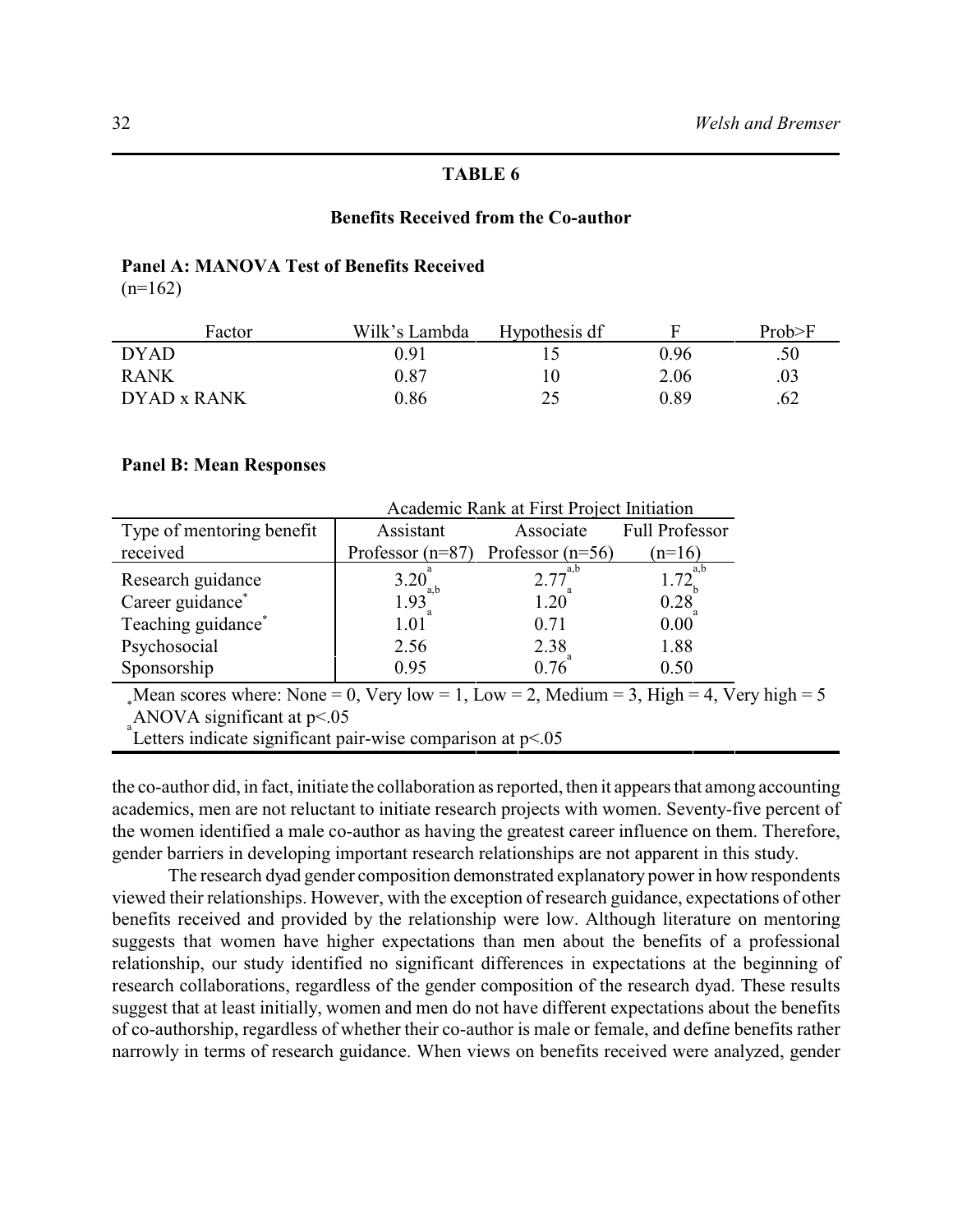## TABLE 6

### Benefits Received from the Co-author

**Panel A: MANOVA Test of Benefits Received**
(n=162)

| Factor | Wilk's Lambda | Hypothesis df | F | Prob>F |
|---|---|---|---|---|
| DYAD | 0.91 | 15 | 0.96 | .50 |
| RANK | 0.87 | 10 | 2.06 | .03 |
| DYAD x RANK | 0.86 | 25 | 0.89 | .62 |

**Panel B: Mean Responses**

| | Academic Rank at First Project Initiation | | |
|---|---|---|---|
| Type of mentoring benefit received | Assistant Professor (n=87) | Associate Professor (n=56) | Full Professor (n=16) |
| Research guidance | 3.20[a] | 2.77[a,b] | 1.72[a,b] |
| Career guidance* | 1.93[a,b] | 1.20[a] | 0.28[b] |
| Teaching guidance* | 1.01[a] | 0.71 | 0.00[a] |
| Psychosocial | 2.56 | 2.38 | 1.88 |
| Sponsorship | 0.95 | 0.76[a] | 0.50 |

Mean scores where: None = 0, Very low = 1, Low = 2, Medium = 3, High = 4, Very high = 5
*ANOVA significant at p<.05
[a]Letters indicate significant pair-wise comparison at p<.05

the co-author did, in fact, initiate the collaboration as reported, then it appears that among accounting academics, men are not reluctant to initiate research projects with women. Seventy-five percent of the women identified a male co-author as having the greatest career influence on them. Therefore, gender barriers in developing important research relationships are not apparent in this study.

The research dyad gender composition demonstrated explanatory power in how respondents viewed their relationships. However, with the exception of research guidance, expectations of other benefits received and provided by the relationship were low. Although literature on mentoring suggests that women have higher expectations than men about the benefits of a professional relationship, our study identified no significant differences in expectations at the beginning of research collaborations, regardless of the gender composition of the research dyad. These results suggest that at least initially, women and men do not have different expectations about the benefits of co-authorship, regardless of whether their co-author is male or female, and define benefits rather narrowly in terms of research guidance. When views on benefits received were analyzed, gender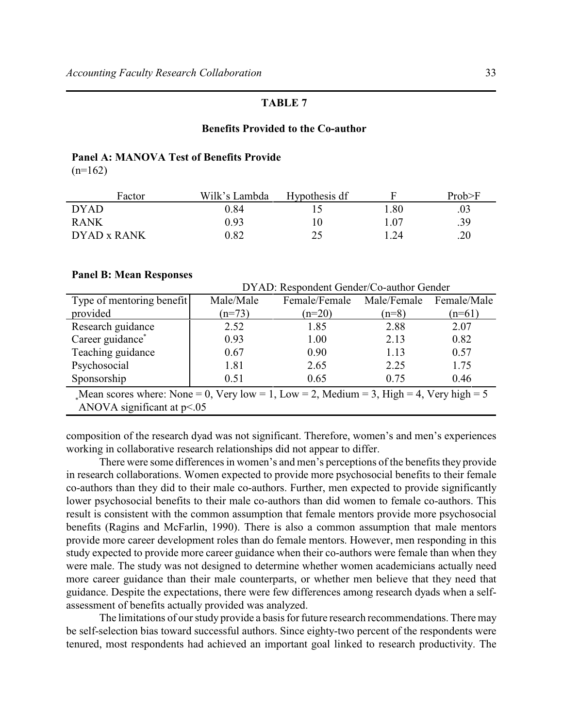**TABLE 7**

**Benefits Provided to the Co-author**

**Panel A: MANOVA Test of Benefits Provide**
(n=162)

| Factor | Wilk's Lambda | Hypothesis df | F | Prob>F |
|---|---|---|---|---|
| DYAD | 0.84 | 15 | 1.80 | .03 |
| RANK | 0.93 | 10 | 1.07 | .39 |
| DYAD x RANK | 0.82 | 25 | 1.24 | .20 |

**Panel B: Mean Responses**

| | DYAD: Respondent Gender/Co-author Gender | | | |
|---|---|---|---|---|
| Type of mentoring benefit provided | Male/Male (n=73) | Female/Female (n=20) | Male/Female (n=8) | Female/Male (n=61) |
| Research guidance | 2.52 | 1.85 | 2.88 | 2.07 |
| Career guidance* | 0.93 | 1.00 | 2.13 | 0.82 |
| Teaching guidance | 0.67 | 0.90 | 1.13 | 0.57 |
| Psychosocial | 1.81 | 2.65 | 2.25 | 1.75 |
| Sponsorship | 0.51 | 0.65 | 0.75 | 0.46 |

Mean scores where: None = 0, Very low = 1, Low = 2, Medium = 3, High = 4, Very high = 5
*ANOVA significant at $p<.05$

composition of the research dyad was not significant. Therefore, women's and men's experiences working in collaborative research relationships did not appear to differ.

There were some differences in women's and men's perceptions of the benefits they provide in research collaborations. Women expected to provide more psychosocial benefits to their female co-authors than they did to their male co-authors. Further, men expected to provide significantly lower psychosocial benefits to their male co-authors than did women to female co-authors. This result is consistent with the common assumption that female mentors provide more psychosocial benefits (Ragins and McFarlin, 1990). There is also a common assumption that male mentors provide more career development roles than do female mentors. However, men responding in this study expected to provide more career guidance when their co-authors were female than when they were male. The study was not designed to determine whether women academicians actually need more career guidance than their male counterparts, or whether men believe that they need that guidance. Despite the expectations, there were few differences among research dyads when a self-assessment of benefits actually provided was analyzed.

The limitations of our study provide a basis for future research recommendations. There may be self-selection bias toward successful authors. Since eighty-two percent of the respondents were tenured, most respondents had achieved an important goal linked to research productivity. The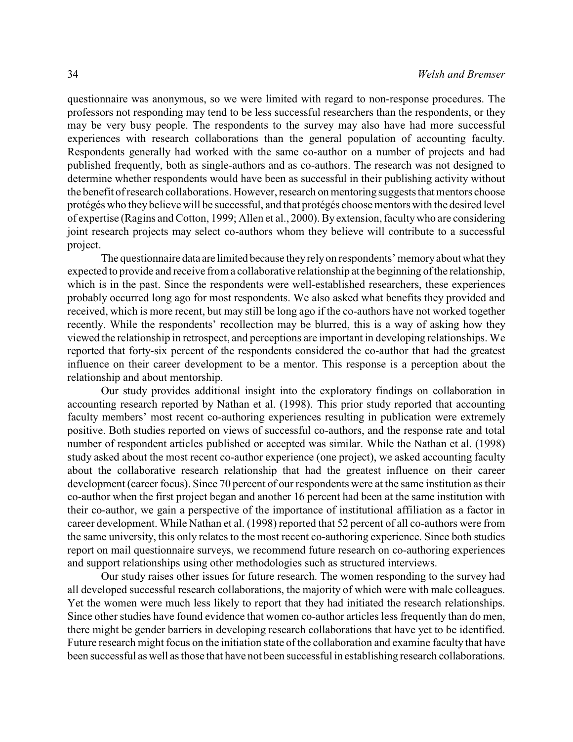questionnaire was anonymous, so we were limited with regard to non-response procedures. The professors not responding may tend to be less successful researchers than the respondents, or they may be very busy people. The respondents to the survey may also have had more successful experiences with research collaborations than the general population of accounting faculty. Respondents generally had worked with the same co-author on a number of projects and had published frequently, both as single-authors and as co-authors. The research was not designed to determine whether respondents would have been as successful in their publishing activity without the benefit of research collaborations. However, research on mentoring suggests that mentors choose protégés who they believe will be successful, and that protégés choose mentors with the desired level of expertise (Ragins and Cotton, 1999; Allen et al., 2000). By extension, faculty who are considering joint research projects may select co-authors whom they believe will contribute to a successful project.

The questionnaire data are limited because they rely on respondents' memory about what they expected to provide and receive from a collaborative relationship at the beginning of the relationship, which is in the past. Since the respondents were well-established researchers, these experiences probably occurred long ago for most respondents. We also asked what benefits they provided and received, which is more recent, but may still be long ago if the co-authors have not worked together recently. While the respondents' recollection may be blurred, this is a way of asking how they viewed the relationship in retrospect, and perceptions are important in developing relationships. We reported that forty-six percent of the respondents considered the co-author that had the greatest influence on their career development to be a mentor. This response is a perception about the relationship and about mentorship.

Our study provides additional insight into the exploratory findings on collaboration in accounting research reported by Nathan et al. (1998). This prior study reported that accounting faculty members' most recent co-authoring experiences resulting in publication were extremely positive. Both studies reported on views of successful co-authors, and the response rate and total number of respondent articles published or accepted was similar. While the Nathan et al. (1998) study asked about the most recent co-author experience (one project), we asked accounting faculty about the collaborative research relationship that had the greatest influence on their career development (career focus). Since 70 percent of our respondents were at the same institution as their co-author when the first project began and another 16 percent had been at the same institution with their co-author, we gain a perspective of the importance of institutional affiliation as a factor in career development. While Nathan et al. (1998) reported that 52 percent of all co-authors were from the same university, this only relates to the most recent co-authoring experience. Since both studies report on mail questionnaire surveys, we recommend future research on co-authoring experiences and support relationships using other methodologies such as structured interviews.

Our study raises other issues for future research. The women responding to the survey had all developed successful research collaborations, the majority of which were with male colleagues. Yet the women were much less likely to report that they had initiated the research relationships. Since other studies have found evidence that women co-author articles less frequently than do men, there might be gender barriers in developing research collaborations that have yet to be identified. Future research might focus on the initiation state of the collaboration and examine faculty that have been successful as well as those that have not been successful in establishing research collaborations.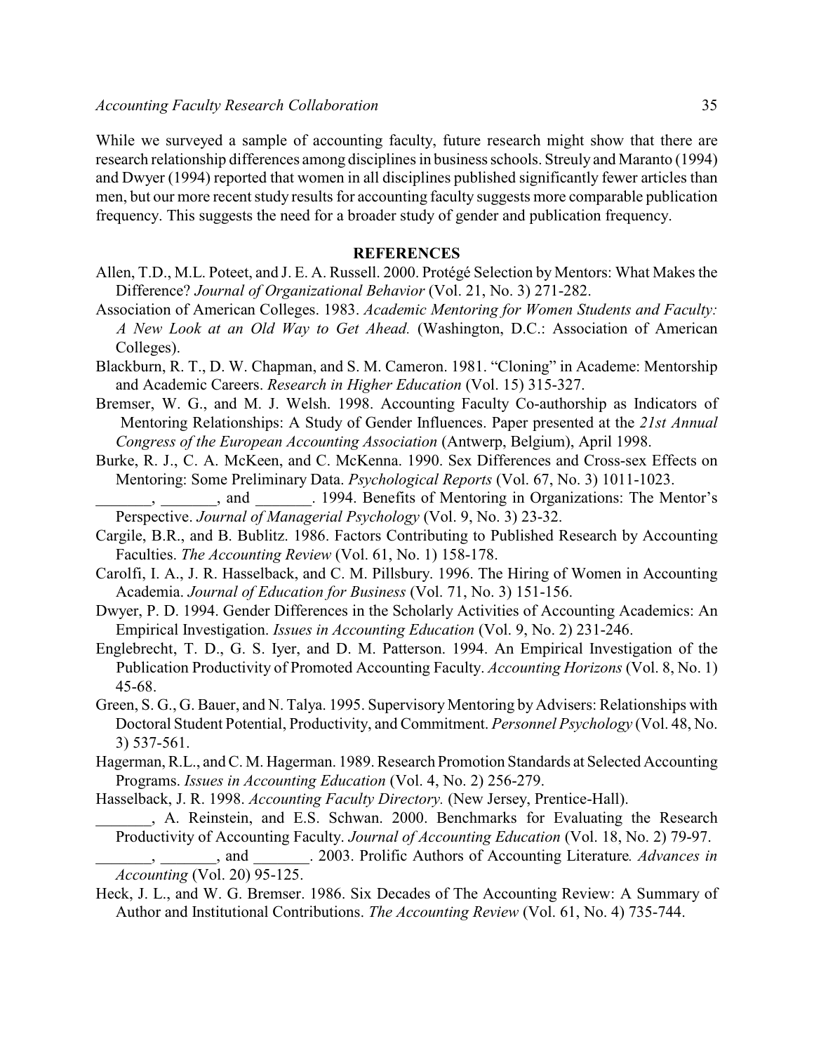While we surveyed a sample of accounting faculty, future research might show that there are research relationship differences among disciplines in business schools. Streuly and Maranto (1994) and Dwyer (1994) reported that women in all disciplines published significantly fewer articles than men, but our more recent study results for accounting faculty suggests more comparable publication frequency. This suggests the need for a broader study of gender and publication frequency.

## REFERENCES

Allen, T.D., M.L. Poteet, and J. E. A. Russell. 2000. Protégé Selection by Mentors: What Makes the Difference? *Journal of Organizational Behavior* (Vol. 21, No. 3) 271-282.

Association of American Colleges. 1983. *Academic Mentoring for Women Students and Faculty: A New Look at an Old Way to Get Ahead.* (Washington, D.C.: Association of American Colleges).

Blackburn, R. T., D. W. Chapman, and S. M. Cameron. 1981. "Cloning" in Academe: Mentorship and Academic Careers. *Research in Higher Education* (Vol. 15) 315-327.

Bremser, W. G., and M. J. Welsh. 1998. Accounting Faculty Co-authorship as Indicators of Mentoring Relationships: A Study of Gender Influences. Paper presented at the *21st Annual Congress of the European Accounting Association* (Antwerp, Belgium), April 1998.

Burke, R. J., C. A. McKeen, and C. McKenna. 1990. Sex Differences and Cross-sex Effects on Mentoring: Some Preliminary Data. *Psychological Reports* (Vol. 67, No. 3) 1011-1023.

_______, _______, and _______. 1994. Benefits of Mentoring in Organizations: The Mentor's Perspective. *Journal of Managerial Psychology* (Vol. 9, No. 3) 23-32.

Cargile, B.R., and B. Bublitz. 1986. Factors Contributing to Published Research by Accounting Faculties. *The Accounting Review* (Vol. 61, No. 1) 158-178.

Carolfi, I. A., J. R. Hasselback, and C. M. Pillsbury. 1996. The Hiring of Women in Accounting Academia. *Journal of Education for Business* (Vol. 71, No. 3) 151-156.

Dwyer, P. D. 1994. Gender Differences in the Scholarly Activities of Accounting Academics: An Empirical Investigation. *Issues in Accounting Education* (Vol. 9, No. 2) 231-246.

Englebrecht, T. D., G. S. Iyer, and D. M. Patterson. 1994. An Empirical Investigation of the Publication Productivity of Promoted Accounting Faculty. *Accounting Horizons* (Vol. 8, No. 1) 45-68.

Green, S. G., G. Bauer, and N. Talya. 1995. Supervisory Mentoring by Advisers: Relationships with Doctoral Student Potential, Productivity, and Commitment. *Personnel Psychology* (Vol. 48, No. 3) 537-561.

Hagerman, R.L., and C. M. Hagerman. 1989. Research Promotion Standards at Selected Accounting Programs. *Issues in Accounting Education* (Vol. 4, No. 2) 256-279.

Hasselback, J. R. 1998. *Accounting Faculty Directory.* (New Jersey, Prentice-Hall).

_______, A. Reinstein, and E.S. Schwan. 2000. Benchmarks for Evaluating the Research Productivity of Accounting Faculty. *Journal of Accounting Education* (Vol. 18, No. 2) 79-97.

_______, _______, and _______. 2003. Prolific Authors of Accounting Literature*. Advances in Accounting* (Vol. 20) 95-125.

Heck, J. L., and W. G. Bremser. 1986. Six Decades of The Accounting Review: A Summary of Author and Institutional Contributions. *The Accounting Review* (Vol. 61, No. 4) 735-744.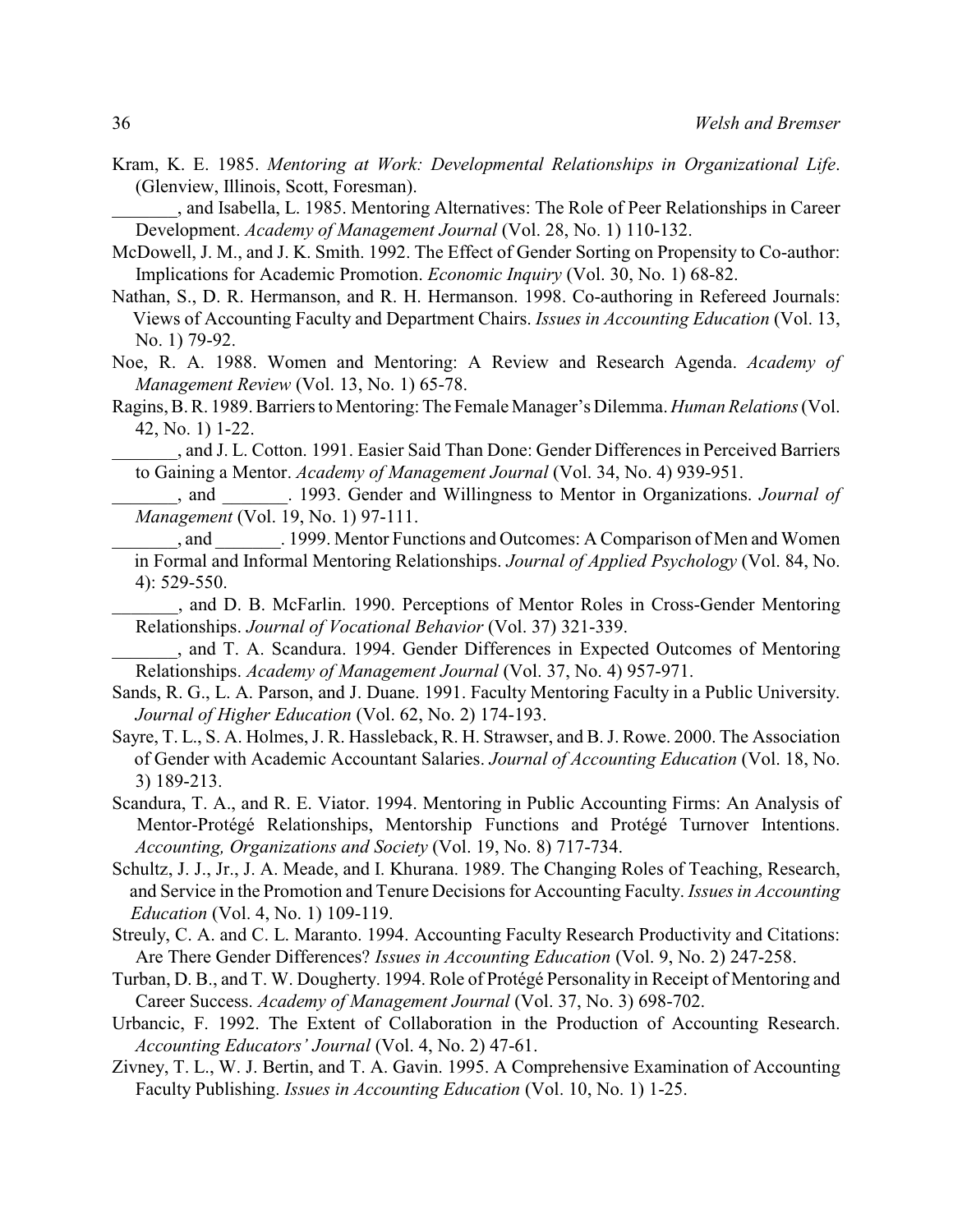Kram, K. E. 1985. *Mentoring at Work: Developmental Relationships in Organizational Life*. (Glenview, Illinois, Scott, Foresman).

_______, and Isabella, L. 1985. Mentoring Alternatives: The Role of Peer Relationships in Career Development. *Academy of Management Journal* (Vol. 28, No. 1) 110-132.

McDowell, J. M., and J. K. Smith. 1992. The Effect of Gender Sorting on Propensity to Co-author: Implications for Academic Promotion. *Economic Inquiry* (Vol. 30, No. 1) 68-82.

Nathan, S., D. R. Hermanson, and R. H. Hermanson. 1998. Co-authoring in Refereed Journals: Views of Accounting Faculty and Department Chairs. *Issues in Accounting Education* (Vol. 13, No. 1) 79-92.

Noe, R. A. 1988. Women and Mentoring: A Review and Research Agenda. *Academy of Management Review* (Vol. 13, No. 1) 65-78.

Ragins, B. R. 1989. Barriers to Mentoring: The Female Manager's Dilemma. *Human Relations* (Vol. 42, No. 1) 1-22.

_______, and J. L. Cotton. 1991. Easier Said Than Done: Gender Differences in Perceived Barriers to Gaining a Mentor. *Academy of Management Journal* (Vol. 34, No. 4) 939-951.

_______, and _______. 1993. Gender and Willingness to Mentor in Organizations. *Journal of Management* (Vol. 19, No. 1) 97-111.

_______, and _______. 1999. Mentor Functions and Outcomes: A Comparison of Men and Women in Formal and Informal Mentoring Relationships. *Journal of Applied Psychology* (Vol. 84, No. 4): 529-550.

_______, and D. B. McFarlin. 1990. Perceptions of Mentor Roles in Cross-Gender Mentoring Relationships. *Journal of Vocational Behavior* (Vol. 37) 321-339.

_______, and T. A. Scandura. 1994. Gender Differences in Expected Outcomes of Mentoring Relationships. *Academy of Management Journal* (Vol. 37, No. 4) 957-971.

Sands, R. G., L. A. Parson, and J. Duane. 1991. Faculty Mentoring Faculty in a Public University. *Journal of Higher Education* (Vol. 62, No. 2) 174-193.

Sayre, T. L., S. A. Holmes, J. R. Hassleback, R. H. Strawser, and B. J. Rowe. 2000. The Association of Gender with Academic Accountant Salaries. *Journal of Accounting Education* (Vol. 18, No. 3) 189-213.

Scandura, T. A., and R. E. Viator. 1994. Mentoring in Public Accounting Firms: An Analysis of Mentor-Protégé Relationships, Mentorship Functions and Protégé Turnover Intentions. *Accounting, Organizations and Society* (Vol. 19, No. 8) 717-734.

Schultz, J. J., Jr., J. A. Meade, and I. Khurana. 1989. The Changing Roles of Teaching, Research, and Service in the Promotion and Tenure Decisions for Accounting Faculty. *Issues in Accounting Education* (Vol. 4, No. 1) 109-119.

Streuly, C. A. and C. L. Maranto. 1994. Accounting Faculty Research Productivity and Citations: Are There Gender Differences? *Issues in Accounting Education* (Vol. 9, No. 2) 247-258.

Turban, D. B., and T. W. Dougherty. 1994. Role of Protégé Personality in Receipt of Mentoring and Career Success. *Academy of Management Journal* (Vol. 37, No. 3) 698-702.

Urbancic, F. 1992. The Extent of Collaboration in the Production of Accounting Research. *Accounting Educators' Journal* (Vol. 4, No. 2) 47-61.

Zivney, T. L., W. J. Bertin, and T. A. Gavin. 1995. A Comprehensive Examination of Accounting Faculty Publishing. *Issues in Accounting Education* (Vol. 10, No. 1) 1-25.